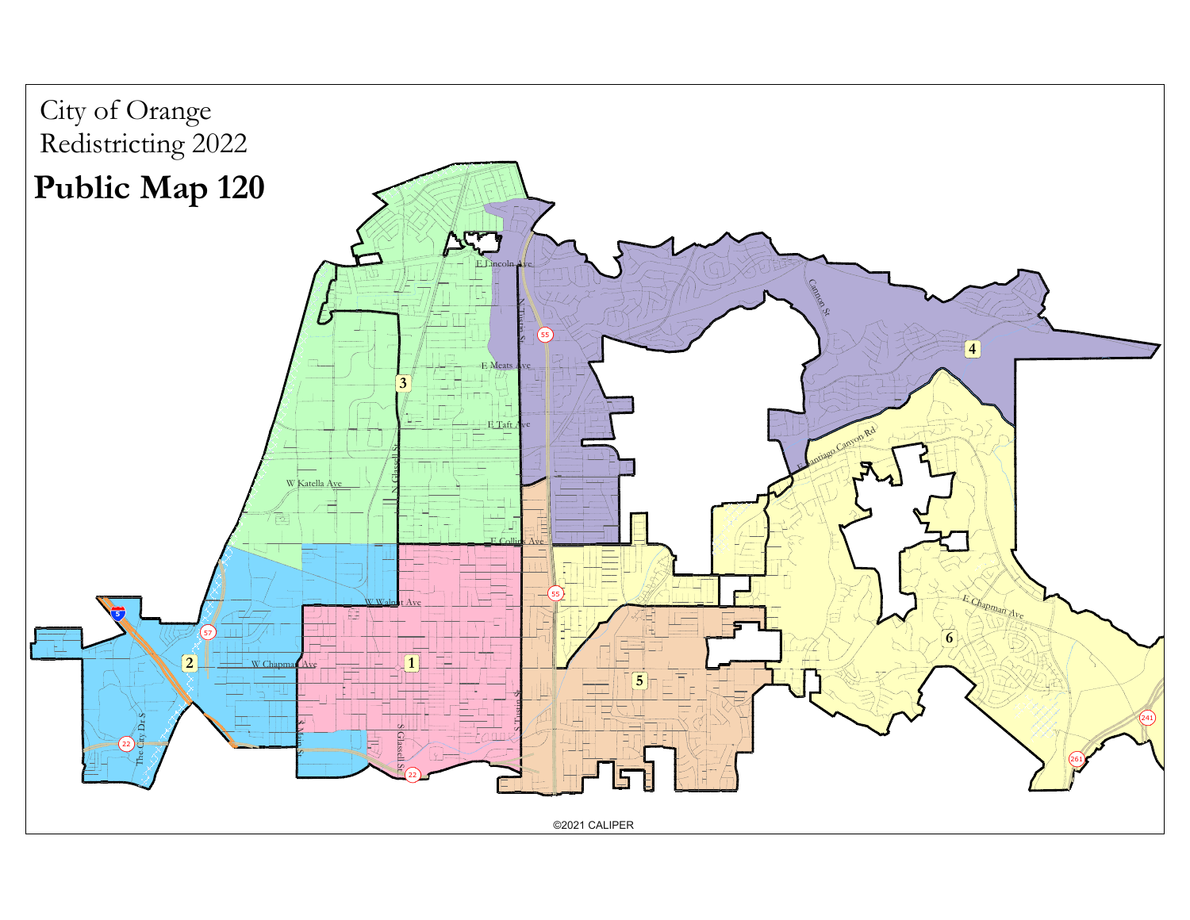City of Orange
Redistricting 2022

# Public Map 120

©2021 CALIPER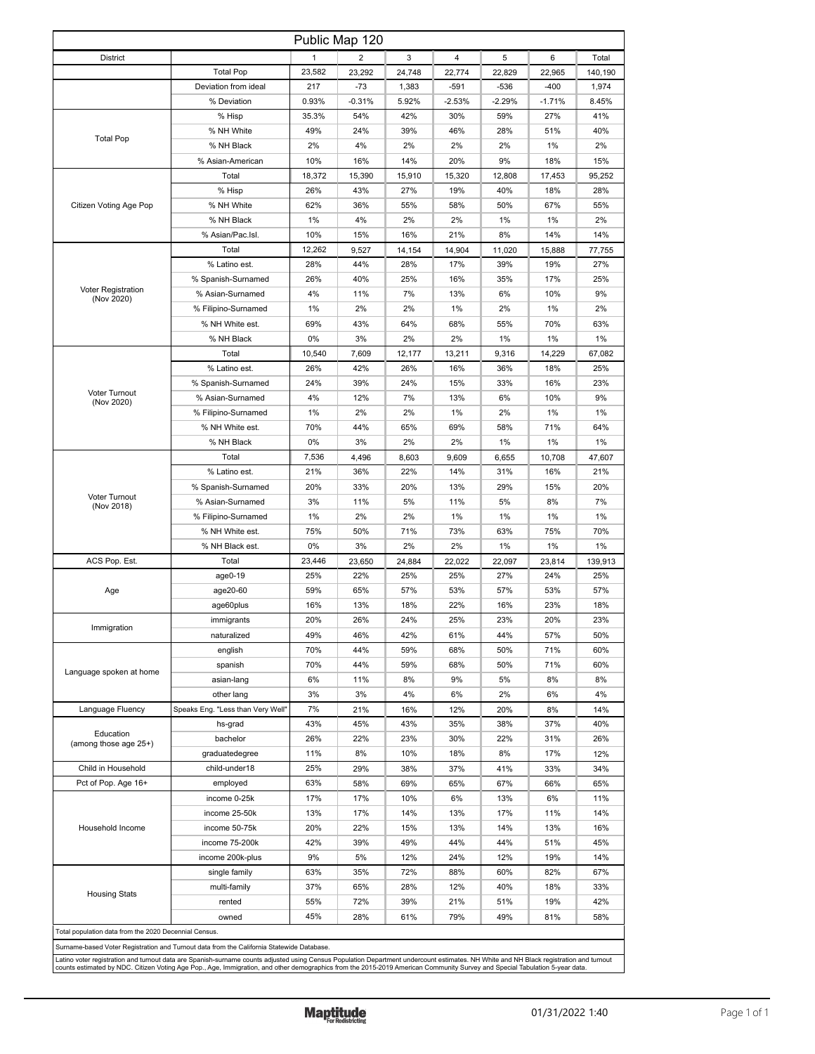# Public Map 120

| District | | 1 | 2 | 3 | 4 | 5 | 6 | Total |
|---|---|---|---|---|---|---|---|---|
| | Total Pop | 23,582 | 23,292 | 24,748 | 22,774 | 22,829 | 22,965 | 140,190 |
| | Deviation from ideal | 217 | -73 | 1,383 | -591 | -536 | -400 | 1,974 |
| | % Deviation | 0.93% | -0.31% | 5.92% | -2.53% | -2.29% | -1.71% | 8.45% |
| Total Pop | % Hisp | 35.3% | 54% | 42% | 30% | 59% | 27% | 41% |
| | % NH White | 49% | 24% | 39% | 46% | 28% | 51% | 40% |
| | % NH Black | 2% | 4% | 2% | 2% | 2% | 1% | 2% |
| | % Asian-American | 10% | 16% | 14% | 20% | 9% | 18% | 15% |
| Citizen Voting Age Pop | Total | 18,372 | 15,390 | 15,910 | 15,320 | 12,808 | 17,453 | 95,252 |
| | % Hisp | 26% | 43% | 27% | 19% | 40% | 18% | 28% |
| | % NH White | 62% | 36% | 55% | 58% | 50% | 67% | 55% |
| | % NH Black | 1% | 4% | 2% | 2% | 1% | 1% | 2% |
| | % Asian/Pac.Isl. | 10% | 15% | 16% | 21% | 8% | 14% | 14% |
| Voter Registration (Nov 2020) | Total | 12,262 | 9,527 | 14,154 | 14,904 | 11,020 | 15,888 | 77,755 |
| | % Latino est. | 28% | 44% | 28% | 17% | 39% | 19% | 27% |
| | % Spanish-Surnamed | 26% | 40% | 25% | 16% | 35% | 17% | 25% |
| | % Asian-Surnamed | 4% | 11% | 7% | 13% | 6% | 10% | 9% |
| | % Filipino-Surnamed | 1% | 2% | 2% | 1% | 2% | 1% | 2% |
| | % NH White est. | 69% | 43% | 64% | 68% | 55% | 70% | 63% |
| | % NH Black | 0% | 3% | 2% | 2% | 1% | 1% | 1% |
| Voter Turnout (Nov 2020) | Total | 10,540 | 7,609 | 12,177 | 13,211 | 9,316 | 14,229 | 67,082 |
| | % Latino est. | 26% | 42% | 26% | 16% | 36% | 18% | 25% |
| | % Spanish-Surnamed | 24% | 39% | 24% | 15% | 33% | 16% | 23% |
| | % Asian-Surnamed | 4% | 12% | 7% | 13% | 6% | 10% | 9% |
| | % Filipino-Surnamed | 1% | 2% | 2% | 1% | 2% | 1% | 1% |
| | % NH White est. | 70% | 44% | 65% | 69% | 58% | 71% | 64% |
| | % NH Black | 0% | 3% | 2% | 2% | 1% | 1% | 1% |
| Voter Turnout (Nov 2018) | Total | 7,536 | 4,496 | 8,603 | 9,609 | 6,655 | 10,708 | 47,607 |
| | % Latino est. | 21% | 36% | 22% | 14% | 31% | 16% | 21% |
| | % Spanish-Surnamed | 20% | 33% | 20% | 13% | 29% | 15% | 20% |
| | % Asian-Surnamed | 3% | 11% | 5% | 11% | 5% | 8% | 7% |
| | % Filipino-Surnamed | 1% | 2% | 2% | 1% | 1% | 1% | 1% |
| | % NH White est. | 75% | 50% | 71% | 73% | 63% | 75% | 70% |
| | % NH Black est. | 0% | 3% | 2% | 2% | 1% | 1% | 1% |
| ACS Pop. Est. | Total | 23,446 | 23,650 | 24,884 | 22,022 | 22,097 | 23,814 | 139,913 |
| Age | age0-19 | 25% | 22% | 25% | 25% | 27% | 24% | 25% |
| | age20-60 | 59% | 65% | 57% | 53% | 57% | 53% | 57% |
| | age60plus | 16% | 13% | 18% | 22% | 16% | 23% | 18% |
| Immigration | immigrants | 20% | 26% | 24% | 25% | 23% | 20% | 23% |
| | naturalized | 49% | 46% | 42% | 61% | 44% | 57% | 50% |
| Language spoken at home | english | 70% | 44% | 59% | 68% | 50% | 71% | 60% |
| | spanish | 70% | 44% | 59% | 68% | 50% | 71% | 60% |
| | asian-lang | 6% | 11% | 8% | 9% | 5% | 8% | 8% |
| | other lang | 3% | 3% | 4% | 6% | 2% | 6% | 4% |
| Language Fluency | Speaks Eng. "Less than Very Well" | 7% | 21% | 16% | 12% | 20% | 8% | 14% |
| Education (among those age 25+) | hs-grad | 43% | 45% | 43% | 35% | 38% | 37% | 40% |
| | bachelor | 26% | 22% | 23% | 30% | 22% | 31% | 26% |
| | graduatedegree | 11% | 8% | 10% | 18% | 8% | 17% | 12% |
| Child in Household | child-under18 | 25% | 29% | 38% | 37% | 41% | 33% | 34% |
| Pct of Pop. Age 16+ | employed | 63% | 58% | 69% | 65% | 67% | 66% | 65% |
| Household Income | income 0-25k | 17% | 17% | 10% | 6% | 13% | 6% | 11% |
| | income 25-50k | 13% | 17% | 14% | 13% | 17% | 11% | 14% |
| | income 50-75k | 20% | 22% | 15% | 13% | 14% | 13% | 16% |
| | income 75-200k | 42% | 39% | 49% | 44% | 44% | 51% | 45% |
| | income 200k-plus | 9% | 5% | 12% | 24% | 12% | 19% | 14% |
| Housing Stats | single family | 63% | 35% | 72% | 88% | 60% | 82% | 67% |
| | multi-family | 37% | 65% | 28% | 12% | 40% | 18% | 33% |
| | rented | 55% | 72% | 39% | 21% | 51% | 19% | 42% |
| | owned | 45% | 28% | 61% | 79% | 49% | 81% | 58% |

Total population data from the 2020 Decennial Census.

Surname-based Voter Registration and Turnout data from the California Statewide Database.

Latino voter registration and turnout data are Spanish-surname counts adjusted using Census Population Department undercount estimates. NH White and NH Black registration and turnout counts estimated by NDC. Citizen Voting Age Pop., Age, Immigration, and other demographics from the 2015-2019 American Community Survey and Special Tabulation 5-year data.

01/31/2022 1:40